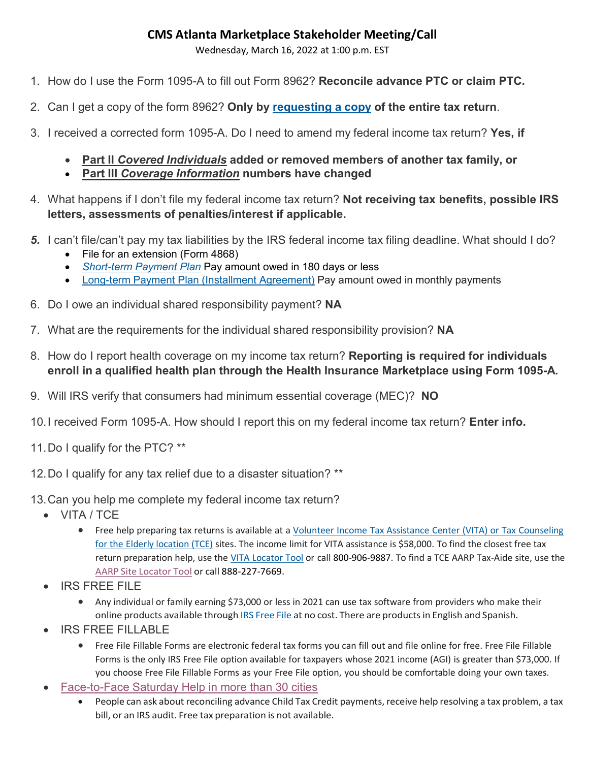# CMS Atlanta Marketplace Stakeholder Meeting/Call

Wednesday, March 16, 2022 at 1:00 p.m. EST

1. How do I use the Form 1095-A to fill out Form 8962? **Reconcile advance PTC or claim PTC.**

2. Can I get a copy of the form 8962? **Only by requesting a copy of the entire tax return**.

3. I received a corrected form 1095-A. Do I need to amend my federal income tax return? **Yes, if**
   - **Part II *Covered Individuals* added or removed members of another tax family, or**
   - **Part III *Coverage Information* numbers have changed**

4. What happens if I don't file my federal income tax return? **Not receiving tax benefits, possible IRS letters, assessments of penalties/interest if applicable.**

5. I can't file/can't pay my tax liabilities by the IRS federal income tax filing deadline. What should I do?
   - File for an extension (Form 4868)
   - *Short-term Payment Plan* Pay amount owed in 180 days or less
   - Long-term Payment Plan (Installment Agreement) Pay amount owed in monthly payments

6. Do I owe an individual shared responsibility payment? **NA**

7. What are the requirements for the individual shared responsibility provision? **NA**

8. How do I report health coverage on my income tax return? **Reporting is required for individuals enroll in a qualified health plan through the Health Insurance Marketplace using Form 1095-A.**

9. Will IRS verify that consumers had minimum essential coverage (MEC)? **NO**

10. I received Form 1095-A. How should I report this on my federal income tax return? **Enter info.**

11. Do I qualify for the PTC? **

12. Do I qualify for any tax relief due to a disaster situation? **

13. Can you help me complete my federal income tax return?
   - VITA / TCE
     - Free help preparing tax returns is available at a Volunteer Income Tax Assistance Center (VITA) or Tax Counseling for the Elderly location (TCE) sites. The income limit for VITA assistance is $58,000. To find the closest free tax return preparation help, use the VITA Locator Tool or call 800-906-9887. To find a TCE AARP Tax-Aide site, use the AARP Site Locator Tool or call 888-227-7669.
   - IRS FREE FILE
     - Any individual or family earning $73,000 or less in 2021 can use tax software from providers who make their online products available through IRS Free File at no cost. There are products in English and Spanish.
   - IRS FREE FILLABLE
     - Free File Fillable Forms are electronic federal tax forms you can fill out and file online for free. Free File Fillable Forms is the only IRS Free File option available for taxpayers whose 2021 income (AGI) is greater than $73,000. If you choose Free File Fillable Forms as your Free File option, you should be comfortable doing your own taxes.
   - Face-to-Face Saturday Help in more than 30 cities
     - People can ask about reconciling advance Child Tax Credit payments, receive help resolving a tax problem, a tax bill, or an IRS audit. Free tax preparation is not available.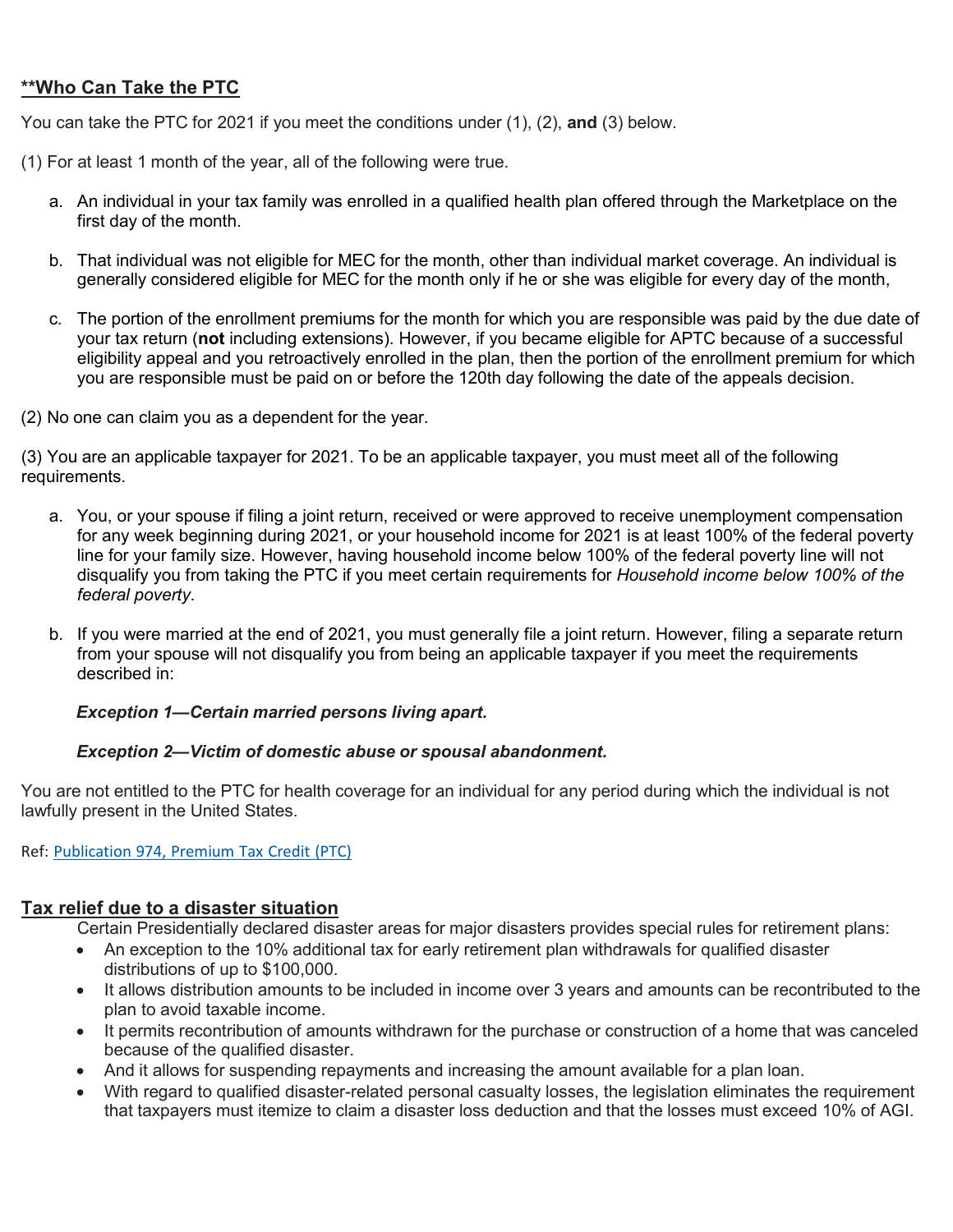## **Who Can Take the PTC

You can take the PTC for 2021 if you meet the conditions under (1), (2), **and** (3) below.

(1) For at least 1 month of the year, all of the following were true.

a. An individual in your tax family was enrolled in a qualified health plan offered through the Marketplace on the first day of the month.

b. That individual was not eligible for MEC for the month, other than individual market coverage. An individual is generally considered eligible for MEC for the month only if he or she was eligible for every day of the month,

c. The portion of the enrollment premiums for the month for which you are responsible was paid by the due date of your tax return (**not** including extensions). However, if you became eligible for APTC because of a successful eligibility appeal and you retroactively enrolled in the plan, then the portion of the enrollment premium for which you are responsible must be paid on or before the 120th day following the date of the appeals decision.

(2) No one can claim you as a dependent for the year.

(3) You are an applicable taxpayer for 2021. To be an applicable taxpayer, you must meet all of the following requirements.

a. You, or your spouse if filing a joint return, received or were approved to receive unemployment compensation for any week beginning during 2021, or your household income for 2021 is at least 100% of the federal poverty line for your family size. However, having household income below 100% of the federal poverty line will not disqualify you from taking the PTC if you meet certain requirements for *Household income below 100% of the federal poverty*.

b. If you were married at the end of 2021, you must generally file a joint return. However, filing a separate return from your spouse will not disqualify you from being an applicable taxpayer if you meet the requirements described in:

***Exception 1—Certain married persons living apart.***

***Exception 2—Victim of domestic abuse or spousal abandonment.***

You are not entitled to the PTC for health coverage for an individual for any period during which the individual is not lawfully present in the United States.

Ref: Publication 974, Premium Tax Credit (PTC)

## Tax relief due to a disaster situation

Certain Presidentially declared disaster areas for major disasters provides special rules for retirement plans:

- An exception to the 10% additional tax for early retirement plan withdrawals for qualified disaster distributions of up to $100,000.
- It allows distribution amounts to be included in income over 3 years and amounts can be recontributed to the plan to avoid taxable income.
- It permits recontribution of amounts withdrawn for the purchase or construction of a home that was canceled because of the qualified disaster.
- And it allows for suspending repayments and increasing the amount available for a plan loan.
- With regard to qualified disaster-related personal casualty losses, the legislation eliminates the requirement that taxpayers must itemize to claim a disaster loss deduction and that the losses must exceed 10% of AGI.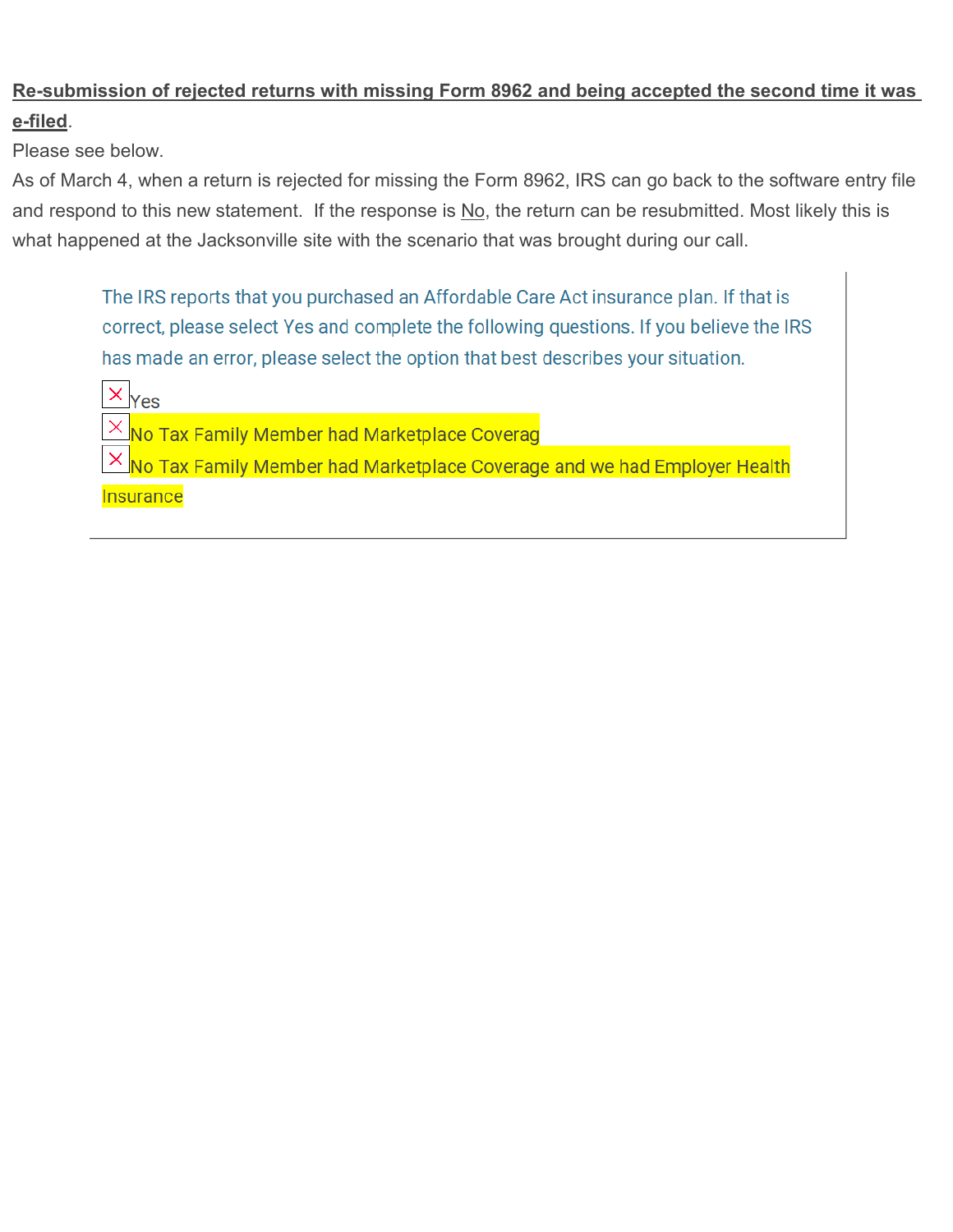**<u>Re-submission of rejected returns with missing Form 8962 and being accepted the second time it was e-filed</u>**.

Please see below.

As of March 4, when a return is rejected for missing the Form 8962, IRS can go back to the software entry file and respond to this new statement. If the response is <u>No</u>, the return can be resubmitted. Most likely this is what happened at the Jacksonville site with the scenario that was brought during our call.

> The IRS reports that you purchased an Affordable Care Act insurance plan. If that is correct, please select Yes and complete the following questions. If you believe the IRS has made an error, please select the option that best describes your situation.
>
> - [ ] Yes
> - [ ] No Tax Family Member had Marketplace Coverag
> - [ ] No Tax Family Member had Marketplace Coverage and we had Employer Health Insurance